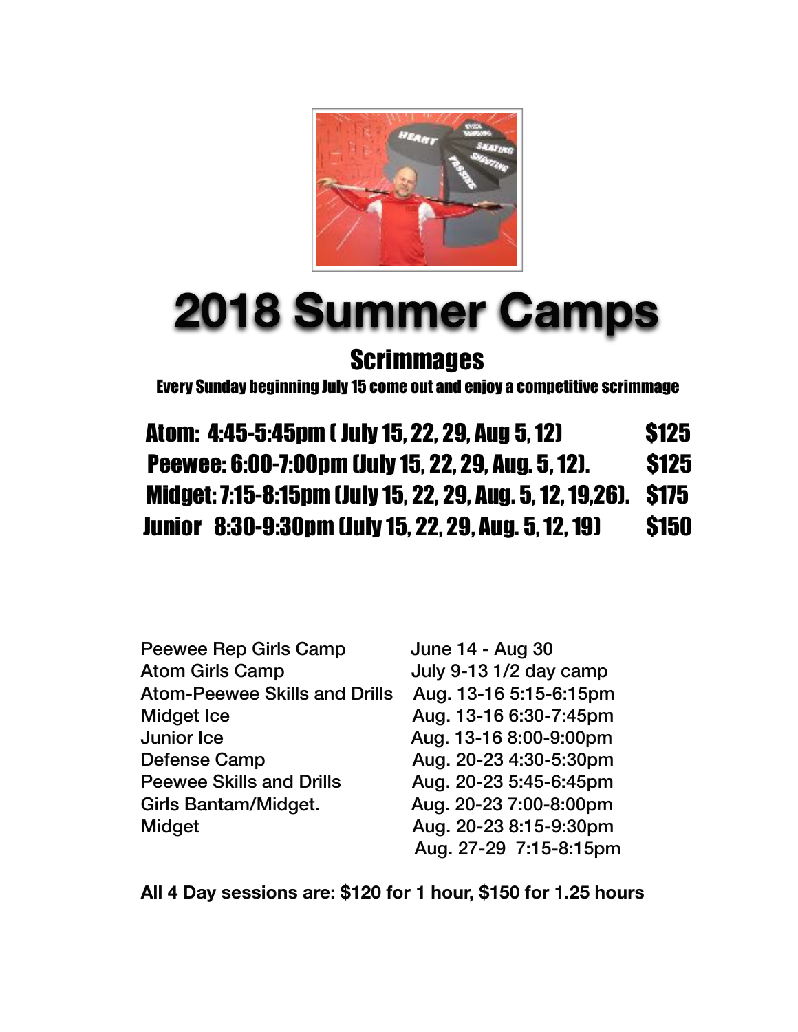# 2018 Summer Camps

## Scrimmages

**Every Sunday beginning July 15 come out and enjoy a competitive scrimmage**

| | |
|---|---|
| **Atom: 4:45-5:45pm ( July 15, 22, 29, Aug 5, 12)** | **$125** |
| **Peewee: 6:00-7:00pm (July 15, 22, 29, Aug. 5, 12).** | **$125** |
| **Midget: 7:15-8:15pm (July 15, 22, 29, Aug. 5, 12, 19,26).** | **$175** |
| **Junior 8:30-9:30pm (July 15, 22, 29, Aug. 5, 12, 19)** | **$150** |

| | |
|---|---|
| Peewee Rep Girls Camp | June 14 - Aug 30 |
| Atom Girls Camp | July 9-13 1/2 day camp |
| Atom-Peewee Skills and Drills | Aug. 13-16 5:15-6:15pm |
| Midget Ice | Aug. 13-16 6:30-7:45pm |
| Junior Ice | Aug. 13-16 8:00-9:00pm |
| Defense Camp | Aug. 20-23 4:30-5:30pm |
| Peewee Skills and Drills | Aug. 20-23 5:45-6:45pm |
| Girls Bantam/Midget. | Aug. 20-23 7:00-8:00pm |
| Midget | Aug. 20-23 8:15-9:30pm |
| | Aug. 27-29 7:15-8:15pm |

**All 4 Day sessions are: $120 for 1 hour, $150 for 1.25 hours**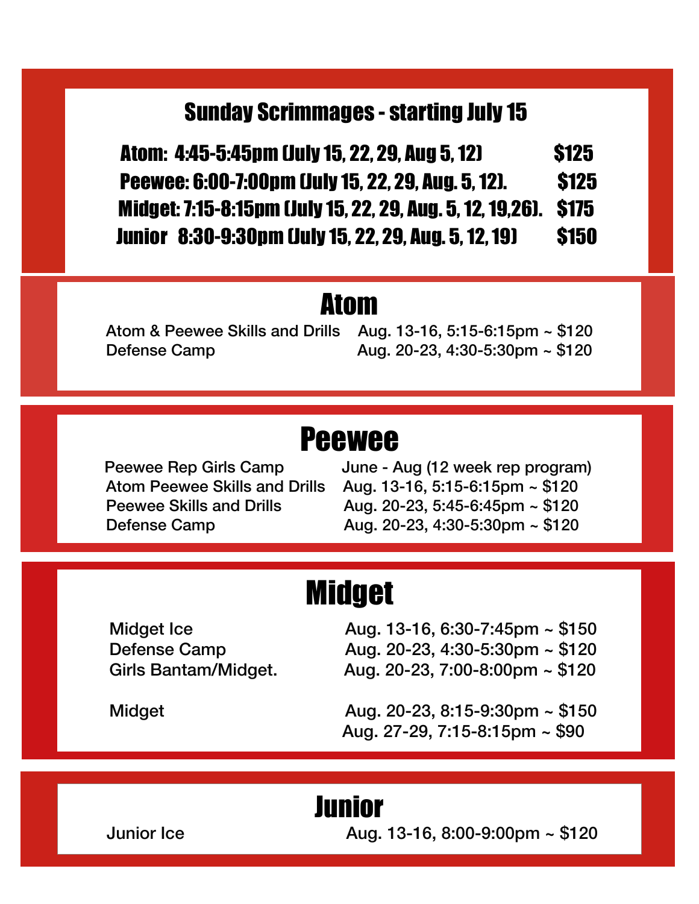## Sunday Scrimmages - starting July 15

| | | |
|---|---|---|
| Atom: | 4:45-5:45pm (July 15, 22, 29, Aug 5, 12) | $125 |
| Peewee: | 6:00-7:00pm (July 15, 22, 29, Aug. 5, 12). | $125 |
| Midget: | 7:15-8:15pm (July 15, 22, 29, Aug. 5, 12, 19,26). | $175 |
| Junior | 8:30-9:30pm (July 15, 22, 29, Aug. 5, 12, 19) | $150 |

## Atom

| | |
|---|---|
| Atom & Peewee Skills and Drills | Aug. 13-16, 5:15-6:15pm ~ $120 |
| Defense Camp | Aug. 20-23, 4:30-5:30pm ~ $120 |

## Peewee

| | |
|---|---|
| Peewee Rep Girls Camp | June - Aug (12 week rep program) |
| Atom Peewee Skills and Drills | Aug. 13-16, 5:15-6:15pm ~ $120 |
| Peewee Skills and Drills | Aug. 20-23, 5:45-6:45pm ~ $120 |
| Defense Camp | Aug. 20-23, 4:30-5:30pm ~ $120 |

## Midget

| | |
|---|---|
| Midget Ice | Aug. 13-16, 6:30-7:45pm ~ $150 |
| Defense Camp | Aug. 20-23, 4:30-5:30pm ~ $120 |
| Girls Bantam/Midget. | Aug. 20-23, 7:00-8:00pm ~ $120 |
| Midget | Aug. 20-23, 8:15-9:30pm ~ $150 |
| | Aug. 27-29, 7:15-8:15pm ~ $90 |

## Junior

| | |
|---|---|
| Junior Ice | Aug. 13-16, 8:00-9:00pm ~ $120 |